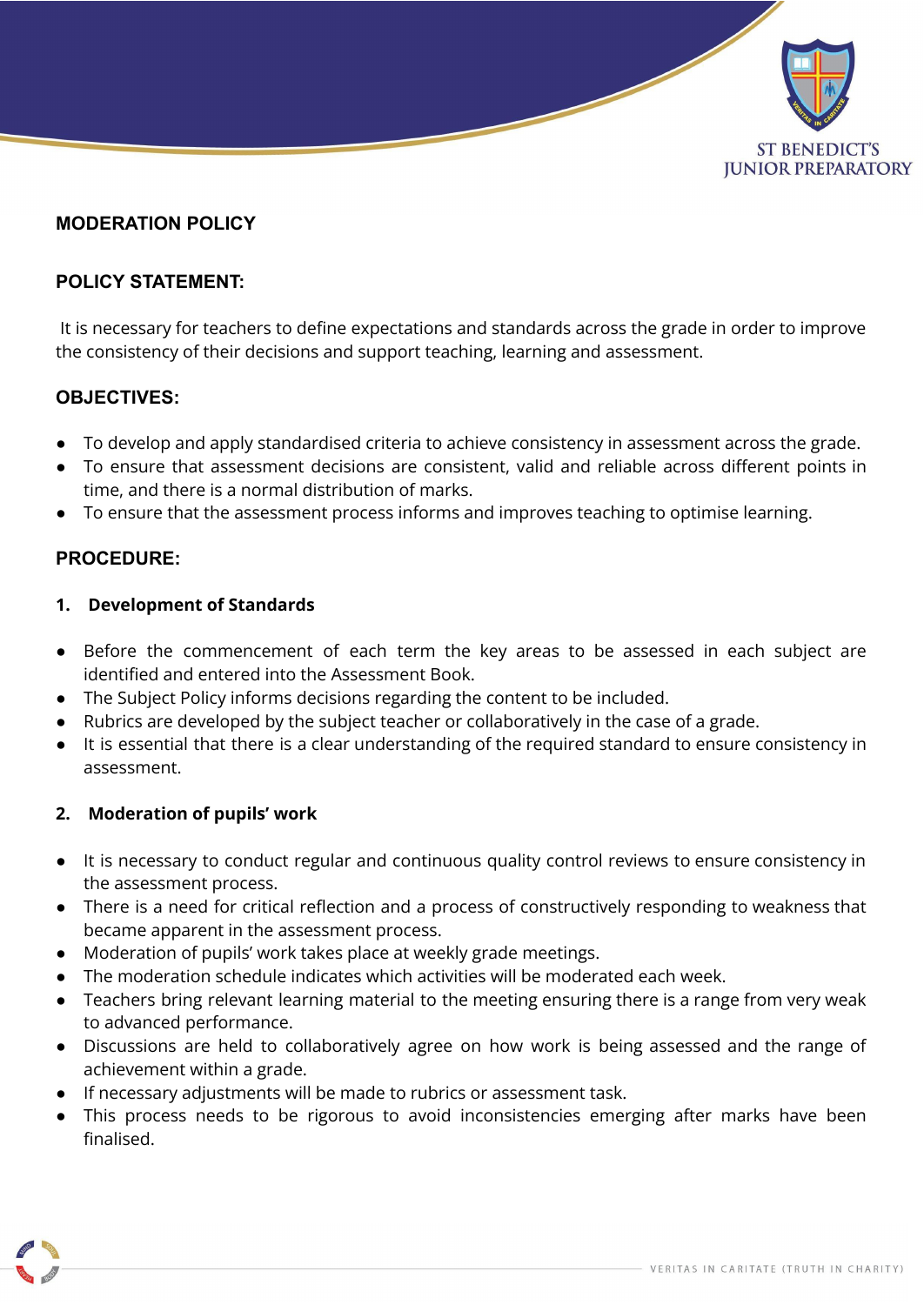# MODERATION POLICY

## POLICY STATEMENT:

It is necessary for teachers to define expectations and standards across the grade in order to improve the consistency of their decisions and support teaching, learning and assessment.

## OBJECTIVES:

- To develop and apply standardised criteria to achieve consistency in assessment across the grade.
- To ensure that assessment decisions are consistent, valid and reliable across different points in time, and there is a normal distribution of marks.
- To ensure that the assessment process informs and improves teaching to optimise learning.

## PROCEDURE:

### 1. Development of Standards

- Before the commencement of each term the key areas to be assessed in each subject are identified and entered into the Assessment Book.
- The Subject Policy informs decisions regarding the content to be included.
- Rubrics are developed by the subject teacher or collaboratively in the case of a grade.
- It is essential that there is a clear understanding of the required standard to ensure consistency in assessment.

### 2. Moderation of pupils' work

- It is necessary to conduct regular and continuous quality control reviews to ensure consistency in the assessment process.
- There is a need for critical reflection and a process of constructively responding to weakness that became apparent in the assessment process.
- Moderation of pupils' work takes place at weekly grade meetings.
- The moderation schedule indicates which activities will be moderated each week.
- Teachers bring relevant learning material to the meeting ensuring there is a range from very weak to advanced performance.
- Discussions are held to collaboratively agree on how work is being assessed and the range of achievement within a grade.
- If necessary adjustments will be made to rubrics or assessment task.
- This process needs to be rigorous to avoid inconsistencies emerging after marks have been finalised.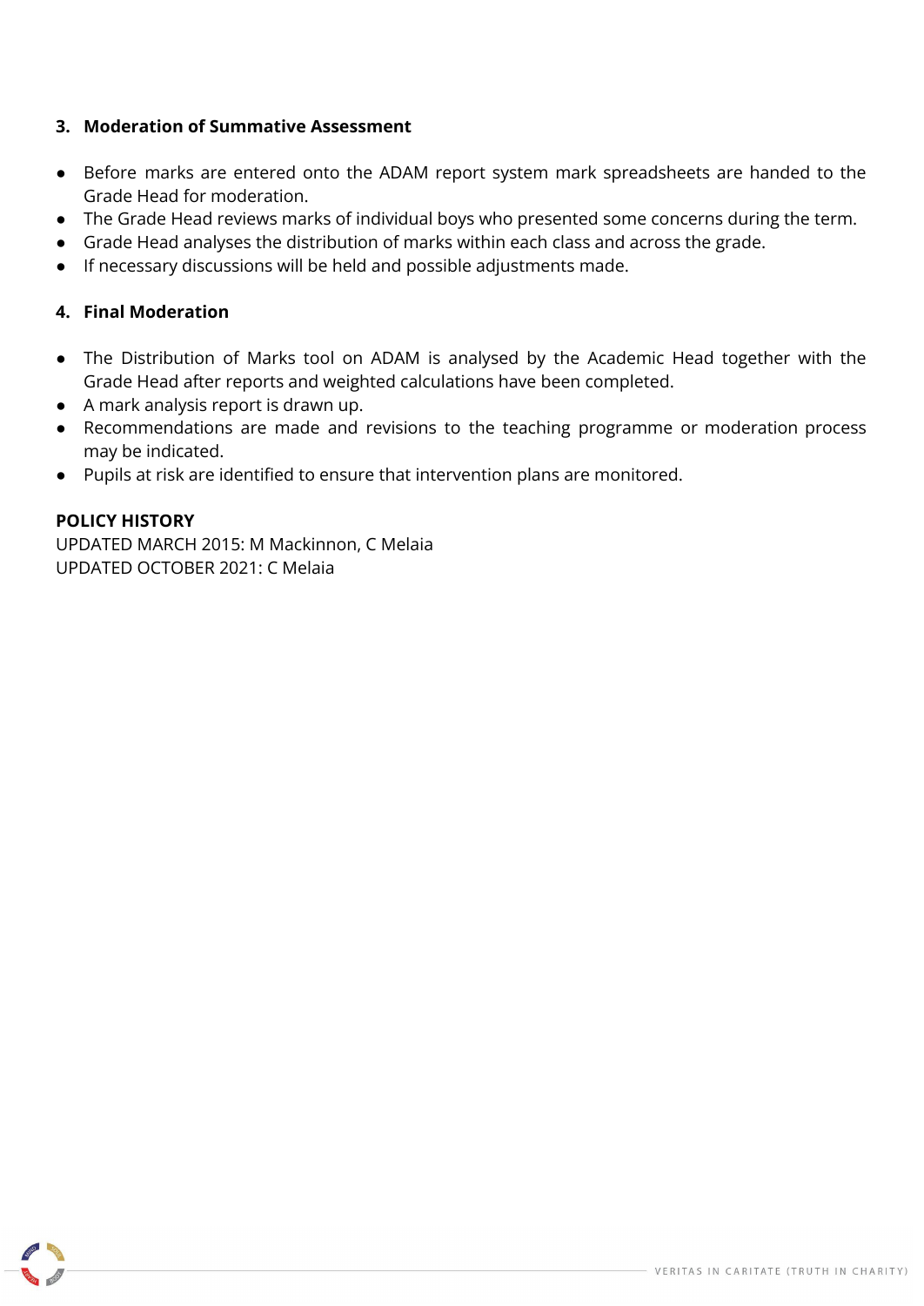### 3. Moderation of Summative Assessment

- Before marks are entered onto the ADAM report system mark spreadsheets are handed to the Grade Head for moderation.
- The Grade Head reviews marks of individual boys who presented some concerns during the term.
- Grade Head analyses the distribution of marks within each class and across the grade.
- If necessary discussions will be held and possible adjustments made.

### 4. Final Moderation

- The Distribution of Marks tool on ADAM is analysed by the Academic Head together with the Grade Head after reports and weighted calculations have been completed.
- A mark analysis report is drawn up.
- Recommendations are made and revisions to the teaching programme or moderation process may be indicated.
- Pupils at risk are identified to ensure that intervention plans are monitored.

**POLICY HISTORY**

UPDATED MARCH 2015: M Mackinnon, C Melaia

UPDATED OCTOBER 2021: C Melaia